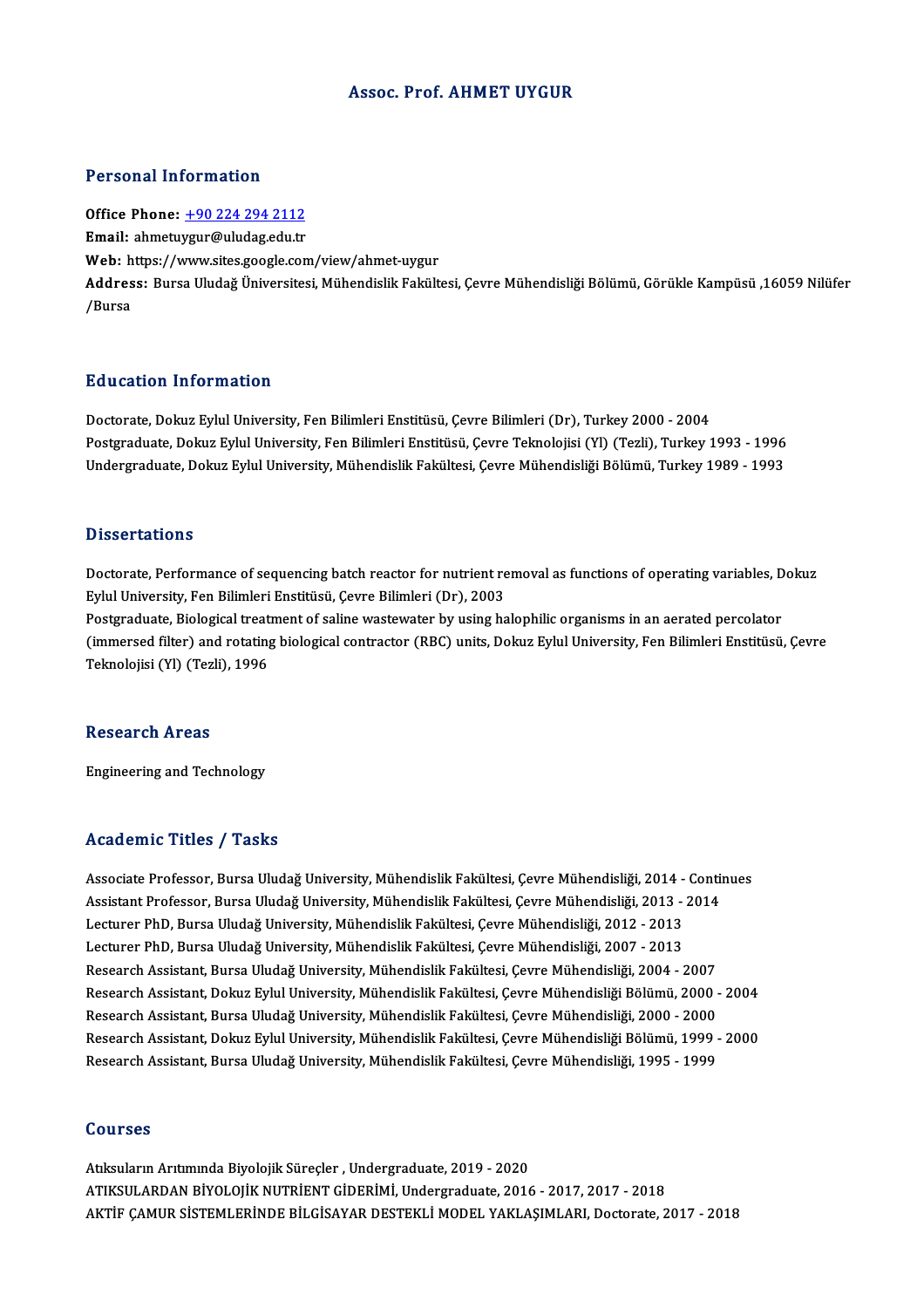# Assoc. Prof. AHMET UYGUR

## Personal Information

**Office Phone:** +90 224 294 2112
**Email:** ahmetuygur@uludag.edu.tr
**Web:** https://www.sites.google.com/view/ahmet-uygur
**Address:** Bursa Uludağ Üniversitesi, Mühendislik Fakültesi, Çevre Mühendisliği Bölümü, Görükle Kampüsü ,16059 Nilüfer /Bursa

## Education Information

Doctorate, Dokuz Eylul University, Fen Bilimleri Enstitüsü, Çevre Bilimleri (Dr), Turkey 2000 - 2004
Postgraduate, Dokuz Eylul University, Fen Bilimleri Enstitüsü, Çevre Teknolojisi (Yl) (Tezli), Turkey 1993 - 1996
Undergraduate, Dokuz Eylul University, Mühendislik Fakültesi, Çevre Mühendisliği Bölümü, Turkey 1989 - 1993

## Dissertations

Doctorate, Performance of sequencing batch reactor for nutrient removal as functions of operating variables, Dokuz Eylul University, Fen Bilimleri Enstitüsü, Çevre Bilimleri (Dr), 2003
Postgraduate, Biological treatment of saline wastewater by using halophilic organisms in an aerated percolator (immersed filter) and rotating biological contractor (RBC) units, Dokuz Eylul University, Fen Bilimleri Enstitüsü, Çevre Teknolojisi (Yl) (Tezli), 1996

## Research Areas

Engineering and Technology

## Academic Titles / Tasks

Associate Professor, Bursa Uludağ University, Mühendislik Fakültesi, Çevre Mühendisliği, 2014 - Continues
Assistant Professor, Bursa Uludağ University, Mühendislik Fakültesi, Çevre Mühendisliği, 2013 - 2014
Lecturer PhD, Bursa Uludağ University, Mühendislik Fakültesi, Çevre Mühendisliği, 2012 - 2013
Lecturer PhD, Bursa Uludağ University, Mühendislik Fakültesi, Çevre Mühendisliği, 2007 - 2013
Research Assistant, Bursa Uludağ University, Mühendislik Fakültesi, Çevre Mühendisliği, 2004 - 2007
Research Assistant, Dokuz Eylul University, Mühendislik Fakültesi, Çevre Mühendisliği Bölümü, 2000 - 2004
Research Assistant, Bursa Uludağ University, Mühendislik Fakültesi, Çevre Mühendisliği, 2000 - 2000
Research Assistant, Dokuz Eylul University, Mühendislik Fakültesi, Çevre Mühendisliği Bölümü, 1999 - 2000
Research Assistant, Bursa Uludağ University, Mühendislik Fakültesi, Çevre Mühendisliği, 1995 - 1999

## Courses

Atıksuların Arıtımında Biyolojik Süreçler , Undergraduate, 2019 - 2020
ATIKSULARDAN BİYOLOJİK NUTRİENT GİDERİMİ, Undergraduate, 2016 - 2017, 2017 - 2018
AKTİF ÇAMUR SİSTEMLERİNDE BİLGİSAYAR DESTEKLİ MODEL YAKLAŞIMLARI, Doctorate, 2017 - 2018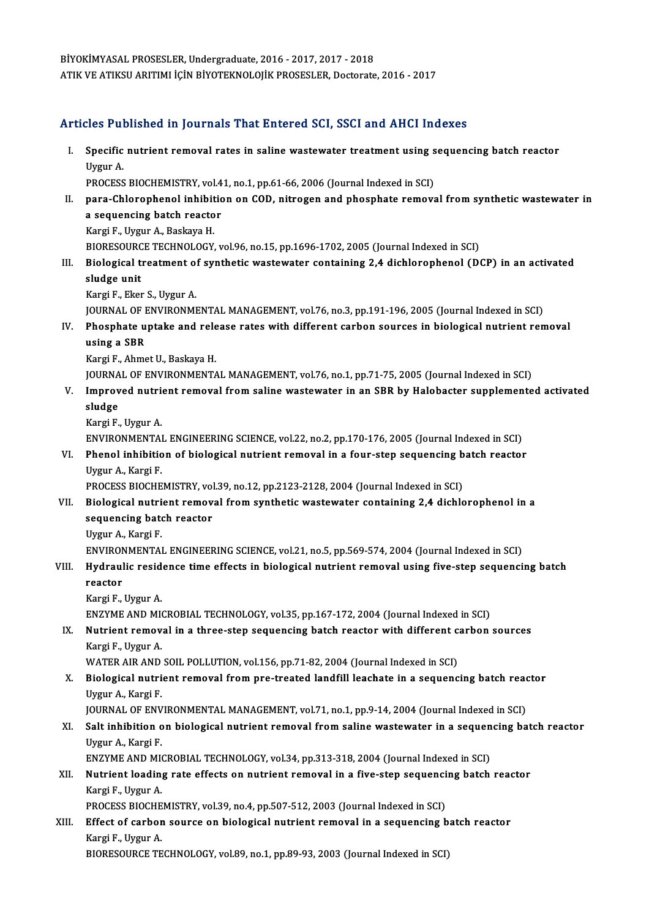BİYOKİMYASAL PROSESLER, Undergraduate, 2016 - 2017, 2017 - 2018
ATIK VE ATIKSU ARITIMI İÇİN BİYOTEKNOLOJİK PROSESLER, Doctorate, 2016 - 2017

## Articles Published in Journals That Entered SCI, SSCI and AHCI Indexes

I. **Specific nutrient removal rates in saline wastewater treatment using sequencing batch reactor**
Uygur A.
PROCESS BIOCHEMISTRY, vol.41, no.1, pp.61-66, 2006 (Journal Indexed in SCI)

II. **para-Chlorophenol inhibition on COD, nitrogen and phosphate removal from synthetic wastewater in a sequencing batch reactor**
Kargi F., Uygur A., Baskaya H.
BIORESOURCE TECHNOLOGY, vol.96, no.15, pp.1696-1702, 2005 (Journal Indexed in SCI)

III. **Biological treatment of synthetic wastewater containing 2,4 dichlorophenol (DCP) in an activated sludge unit**
Kargi F., Eker S., Uygur A.
JOURNAL OF ENVIRONMENTAL MANAGEMENT, vol.76, no.3, pp.191-196, 2005 (Journal Indexed in SCI)

IV. **Phosphate uptake and release rates with different carbon sources in biological nutrient removal using a SBR**
Kargi F., Ahmet U., Baskaya H.
JOURNAL OF ENVIRONMENTAL MANAGEMENT, vol.76, no.1, pp.71-75, 2005 (Journal Indexed in SCI)

V. **Improved nutrient removal from saline wastewater in an SBR by Halobacter supplemented activated sludge**
Kargi F., Uygur A.
ENVIRONMENTAL ENGINEERING SCIENCE, vol.22, no.2, pp.170-176, 2005 (Journal Indexed in SCI)

VI. **Phenol inhibition of biological nutrient removal in a four-step sequencing batch reactor**
Uygur A., Kargi F.
PROCESS BIOCHEMISTRY, vol.39, no.12, pp.2123-2128, 2004 (Journal Indexed in SCI)

VII. **Biological nutrient removal from synthetic wastewater containing 2,4 dichlorophenol in a sequencing batch reactor**
Uygur A., Kargi F.
ENVIRONMENTAL ENGINEERING SCIENCE, vol.21, no.5, pp.569-574, 2004 (Journal Indexed in SCI)

VIII. **Hydraulic residence time effects in biological nutrient removal using five-step sequencing batch reactor**
Kargi F., Uygur A.
ENZYME AND MICROBIAL TECHNOLOGY, vol.35, pp.167-172, 2004 (Journal Indexed in SCI)

IX. **Nutrient removal in a three-step sequencing batch reactor with different carbon sources**
Kargi F., Uygur A.
WATER AIR AND SOIL POLLUTION, vol.156, pp.71-82, 2004 (Journal Indexed in SCI)

X. **Biological nutrient removal from pre-treated landfill leachate in a sequencing batch reactor**
Uygur A., Kargi F.
JOURNAL OF ENVIRONMENTAL MANAGEMENT, vol.71, no.1, pp.9-14, 2004 (Journal Indexed in SCI)

XI. **Salt inhibition on biological nutrient removal from saline wastewater in a sequencing batch reactor**
Uygur A., Kargi F.
ENZYME AND MICROBIAL TECHNOLOGY, vol.34, pp.313-318, 2004 (Journal Indexed in SCI)

XII. **Nutrient loading rate effects on nutrient removal in a five-step sequencing batch reactor**
Kargi F., Uygur A.
PROCESS BIOCHEMISTRY, vol.39, no.4, pp.507-512, 2003 (Journal Indexed in SCI)

XIII. **Effect of carbon source on biological nutrient removal in a sequencing batch reactor**
Kargi F., Uygur A.
BIORESOURCE TECHNOLOGY, vol.89, no.1, pp.89-93, 2003 (Journal Indexed in SCI)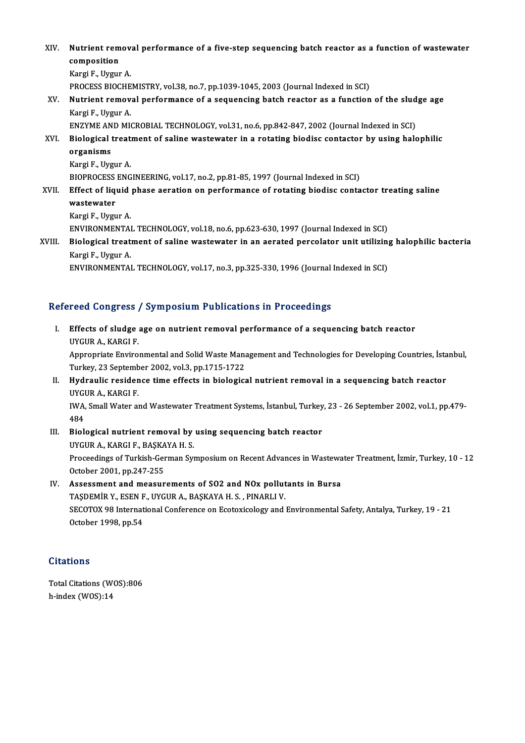XIV. **Nutrient removal performance of a five-step sequencing batch reactor as a function of wastewater composition**
Kargi F., Uygur A.
PROCESS BIOCHEMISTRY, vol.38, no.7, pp.1039-1045, 2003 (Journal Indexed in SCI)

XV. **Nutrient removal performance of a sequencing batch reactor as a function of the sludge age**
Kargi F., Uygur A.
ENZYME AND MICROBIAL TECHNOLOGY, vol.31, no.6, pp.842-847, 2002 (Journal Indexed in SCI)

XVI. **Biological treatment of saline wastewater in a rotating biodisc contactor by using halophilic organisms**
Kargi F., Uygur A.
BIOPROCESS ENGINEERING, vol.17, no.2, pp.81-85, 1997 (Journal Indexed in SCI)

XVII. **Effect of liquid phase aeration on performance of rotating biodisc contactor treating saline wastewater**
Kargi F., Uygur A.
ENVIRONMENTAL TECHNOLOGY, vol.18, no.6, pp.623-630, 1997 (Journal Indexed in SCI)

XVIII. **Biological treatment of saline wastewater in an aerated percolator unit utilizing halophilic bacteria**
Kargi F., Uygur A.
ENVIRONMENTAL TECHNOLOGY, vol.17, no.3, pp.325-330, 1996 (Journal Indexed in SCI)

## Refereed Congress / Symposium Publications in Proceedings

I. **Effects of sludge age on nutrient removal performance of a sequencing batch reactor**
UYGUR A., KARGI F.
Appropriate Environmental and Solid Waste Management and Technologies for Developing Countries, İstanbul, Turkey, 23 September 2002, vol.3, pp.1715-1722

II. **Hydraulic residence time effects in biological nutrient removal in a sequencing batch reactor**
UYGUR A., KARGI F.
IWA, Small Water and Wastewater Treatment Systems, İstanbul, Turkey, 23 - 26 September 2002, vol.1, pp.479-484

III. **Biological nutrient removal by using sequencing batch reactor**
UYGUR A., KARGI F., BAŞKAYA H. S.
Proceedings of Turkish-German Symposium on Recent Advances in Wastewater Treatment, İzmir, Turkey, 10 - 12 October 2001, pp.247-255

IV. **Assessment and measurements of $SO_2$ and $NO_x$ pollutants in Bursa**
TAŞDEMİR Y., ESEN F., UYGUR A., BAŞKAYA H. S. , PINARLI V.
SECOTOX 98 International Conference on Ecotoxicology and Environmental Safety, Antalya, Turkey, 19 - 21 October 1998, pp.54

## Citations

Total Citations (WOS):806
h-index (WOS):14